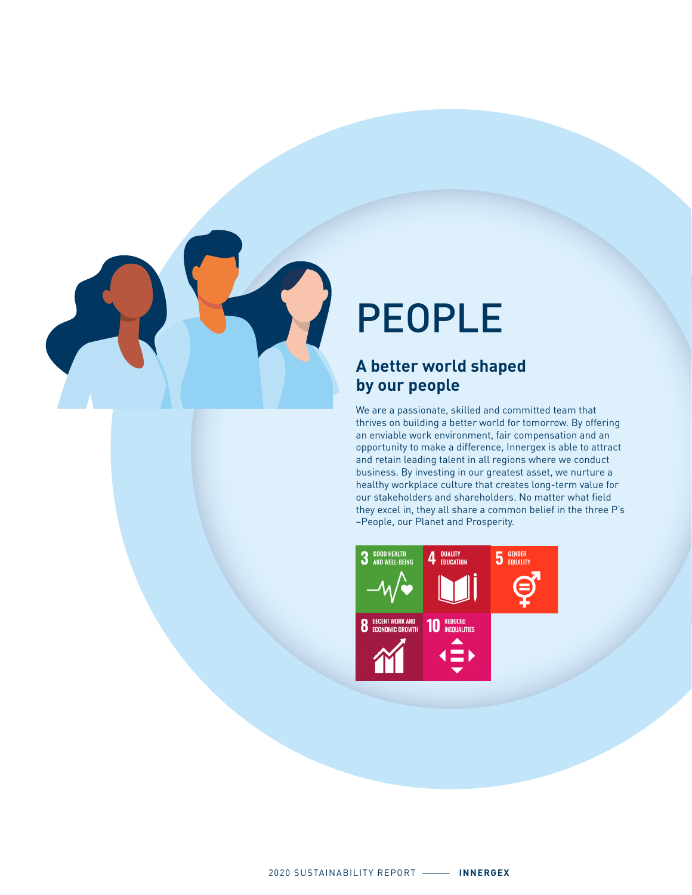# PEOPLE

## A better world shaped by our people

We are a passionate, skilled and committed team that thrives on building a better world for tomorrow. By offering an enviable work environment, fair compensation and an opportunity to make a difference, Innergex is able to attract and retain leading talent in all regions where we conduct business. By investing in our greatest asset, we nurture a healthy workplace culture that creates long-term value for our stakeholders and shareholders. No matter what field they excel in, they all share a common belief in the three P's –People, our Planet and Prosperity.

3 GOOD HEALTH AND WELL-BEING

4 QUALITY EDUCATION

5 GENDER EQUALITY

8 DECENT WORK AND ECONOMIC GROWTH

10 REDUCED INEQUALITIES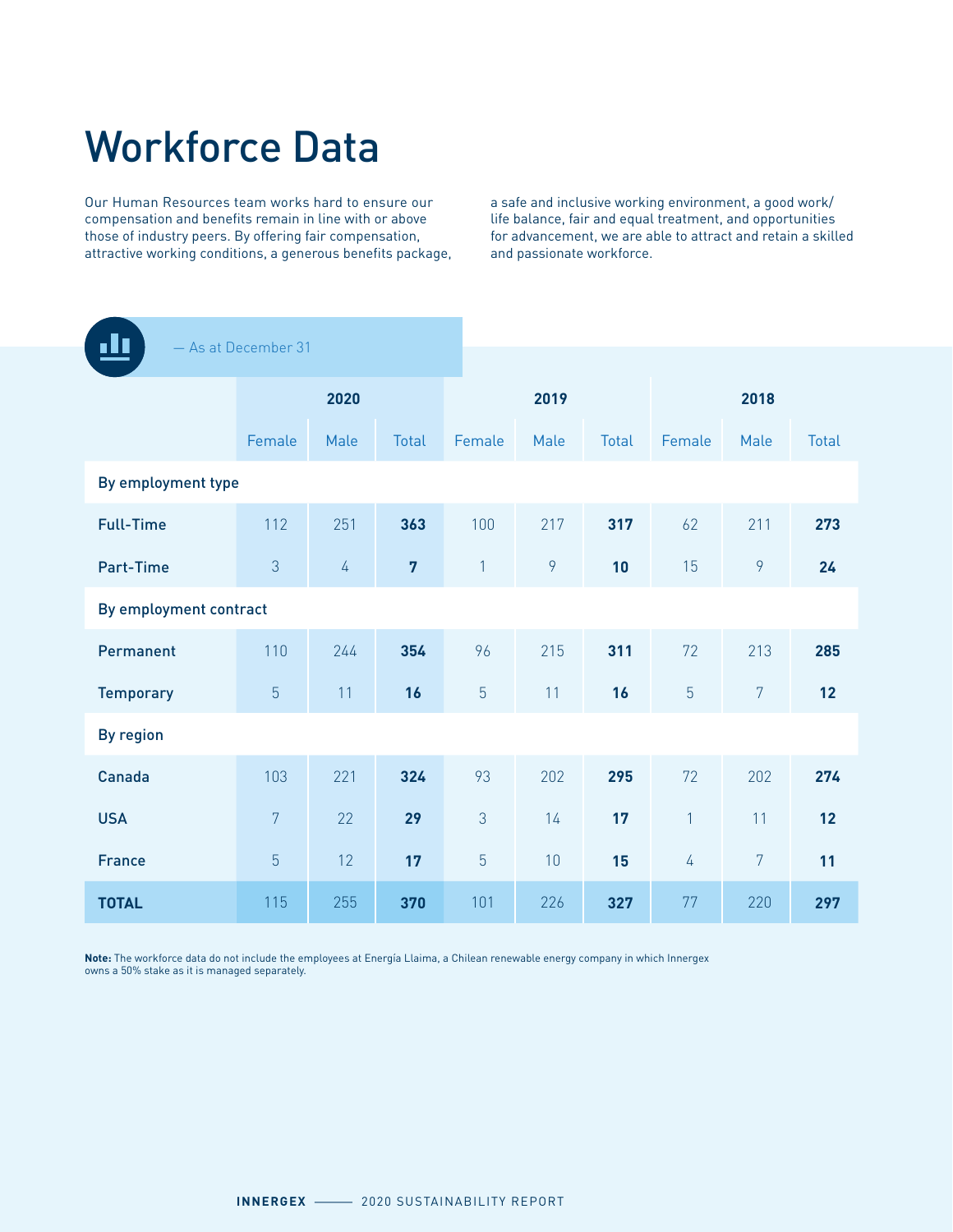# Workforce Data

Our Human Resources team works hard to ensure our compensation and benefits remain in line with or above those of industry peers. By offering fair compensation, attractive working conditions, a generous benefits package, a safe and inclusive working environment, a good work/life balance, fair and equal treatment, and opportunities for advancement, we are able to attract and retain a skilled and passionate workforce.

— As at December 31

| | 2020 | | | 2019 | | | 2018 | | |
|---|---|---|---|---|---|---|---|---|---|
| | Female | Male | Total | Female | Male | Total | Female | Male | Total |
| **By employment type** | | | | | | | | | |
| **Full-Time** | 112 | 251 | **363** | 100 | 217 | **317** | 62 | 211 | **273** |
| **Part-Time** | 3 | 4 | **7** | 1 | 9 | **10** | 15 | 9 | **24** |
| **By employment contract** | | | | | | | | | |
| **Permanent** | 110 | 244 | **354** | 96 | 215 | **311** | 72 | 213 | **285** |
| **Temporary** | 5 | 11 | **16** | 5 | 11 | **16** | 5 | 7 | **12** |
| **By region** | | | | | | | | | |
| **Canada** | 103 | 221 | **324** | 93 | 202 | **295** | 72 | 202 | **274** |
| **USA** | 7 | 22 | **29** | 3 | 14 | **17** | 1 | 11 | **12** |
| **France** | 5 | 12 | **17** | 5 | 10 | **15** | 4 | 7 | **11** |
| **TOTAL** | 115 | 255 | **370** | 101 | 226 | **327** | 77 | 220 | **297** |

**Note:** The workforce data do not include the employees at Energía Llaima, a Chilean renewable energy company in which Innergex owns a 50% stake as it is managed separately.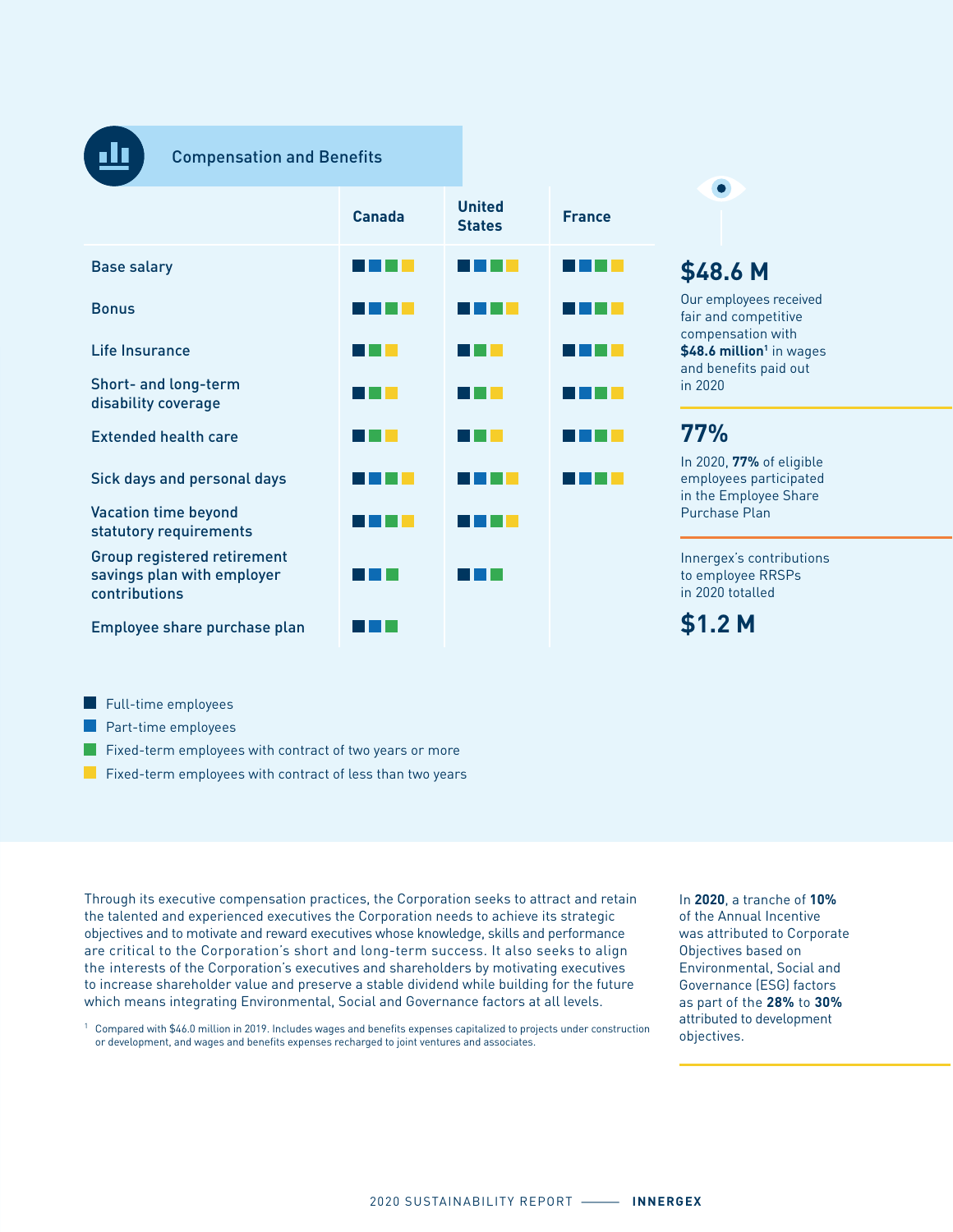## Compensation and Benefits

| | Canada | United States | France |
|---|---|---|---|
| Base salary | Full-time, Part-time, Fixed-term (2+ years), Fixed-term (less than 2 years) | Full-time, Part-time, Fixed-term (2+ years), Fixed-term (less than 2 years) | Full-time, Part-time, Fixed-term (2+ years), Fixed-term (less than 2 years) |
| Bonus | Full-time, Part-time, Fixed-term (2+ years), Fixed-term (less than 2 years) | Full-time, Part-time, Fixed-term (2+ years), Fixed-term (less than 2 years) | Full-time, Part-time, Fixed-term (2+ years), Fixed-term (less than 2 years) |
| Life Insurance | Full-time, Fixed-term (2+ years), Fixed-term (less than 2 years) | Full-time, Fixed-term (2+ years), Fixed-term (less than 2 years) | Full-time, Part-time, Fixed-term (2+ years), Fixed-term (less than 2 years) |
| Short- and long-term disability coverage | Full-time, Fixed-term (2+ years), Fixed-term (less than 2 years) | Full-time, Fixed-term (2+ years), Fixed-term (less than 2 years) | Full-time, Part-time, Fixed-term (2+ years), Fixed-term (less than 2 years) |
| Extended health care | Full-time, Fixed-term (2+ years), Fixed-term (less than 2 years) | Full-time, Fixed-term (2+ years), Fixed-term (less than 2 years) | Full-time, Part-time, Fixed-term (2+ years), Fixed-term (less than 2 years) |
| Sick days and personal days | Full-time, Part-time, Fixed-term (2+ years), Fixed-term (less than 2 years) | Full-time, Part-time, Fixed-term (2+ years), Fixed-term (less than 2 years) | Full-time, Part-time, Fixed-term (2+ years), Fixed-term (less than 2 years) |
| Vacation time beyond statutory requirements | Full-time, Part-time, Fixed-term (2+ years), Fixed-term (less than 2 years) | Full-time, Part-time, Fixed-term (2+ years), Fixed-term (less than 2 years) | |
| Group registered retirement savings plan with employer contributions | Full-time, Part-time, Fixed-term (2+ years) | Full-time, Part-time, Fixed-term (2+ years) | |
| Employee share purchase plan | Full-time, Part-time, Fixed-term (2+ years) | | |

- Full-time employees
- Part-time employees
- Fixed-term employees with contract of two years or more
- Fixed-term employees with contract of less than two years

**$48.6 M**

Our employees received fair and competitive compensation with **$48.6 million**[1] in wages and benefits paid out in 2020

**77%**

In 2020, **77%** of eligible employees participated in the Employee Share Purchase Plan

Innergex's contributions to employee RRSPs in 2020 totalled

**$1.2 M**

Through its executive compensation practices, the Corporation seeks to attract and retain the talented and experienced executives the Corporation needs to achieve its strategic objectives and to motivate and reward executives whose knowledge, skills and performance are critical to the Corporation's short and long-term success. It also seeks to align the interests of the Corporation's executives and shareholders by motivating executives to increase shareholder value and preserve a stable dividend while building for the future which means integrating Environmental, Social and Governance factors at all levels.

In **2020**, a tranche of **10%** of the Annual Incentive was attributed to Corporate Objectives based on Environmental, Social and Governance (ESG) factors as part of the **28%** to **30%** attributed to development objectives.

[1] Compared with $46.0 million in 2019. Includes wages and benefits expenses capitalized to projects under construction or development, and wages and benefits expenses recharged to joint ventures and associates.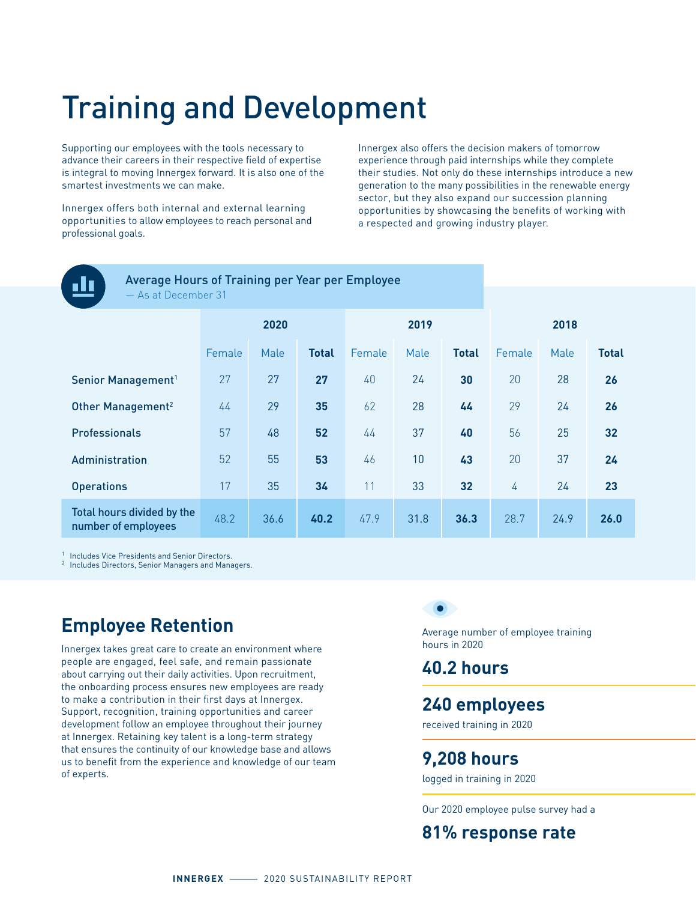# Training and Development

Supporting our employees with the tools necessary to advance their careers in their respective field of expertise is integral to moving Innergex forward. It is also one of the smartest investments we can make.

Innergex offers both internal and external learning opportunities to allow employees to reach personal and professional goals.

Innergex also offers the decision makers of tomorrow experience through paid internships while they complete their studies. Not only do these internships introduce a new generation to the many possibilities in the renewable energy sector, but they also expand our succession planning opportunities by showcasing the benefits of working with a respected and growing industry player.

### Average Hours of Training per Year per Employee
— As at December 31

| | 2020 | | | 2019 | | | 2018 | | |
|---|---|---|---|---|---|---|---|---|---|
| | Female | Male | **Total** | Female | Male | **Total** | Female | Male | **Total** |
| Senior Management[1] | 27 | 27 | **27** | 40 | 24 | **30** | 20 | 28 | **26** |
| Other Management[2] | 44 | 29 | **35** | 62 | 28 | **44** | 29 | 24 | **26** |
| Professionals | 57 | 48 | **52** | 44 | 37 | **40** | 56 | 25 | **32** |
| Administration | 52 | 55 | **53** | 46 | 10 | **43** | 20 | 37 | **24** |
| Operations | 17 | 35 | **34** | 11 | 33 | **32** | 4 | 24 | **23** |
| Total hours divided by the number of employees | 48.2 | 36.6 | **40.2** | 47.9 | 31.8 | **36.3** | 28.7 | 24.9 | **26.0** |

[1] Includes Vice Presidents and Senior Directors.
[2] Includes Directors, Senior Managers and Managers.

## Employee Retention

Innergex takes great care to create an environment where people are engaged, feel safe, and remain passionate about carrying out their daily activities. Upon recruitment, the onboarding process ensures new employees are ready to make a contribution in their first days at Innergex. Support, recognition, training opportunities and career development follow an employee throughout their journey at Innergex. Retaining key talent is a long-term strategy that ensures the continuity of our knowledge base and allows us to benefit from the experience and knowledge of our team of experts.

Average number of employee training hours in 2020

**40.2 hours**

**240 employees**

received training in 2020

**9,208 hours**

logged in training in 2020

Our 2020 employee pulse survey had a

**81% response rate**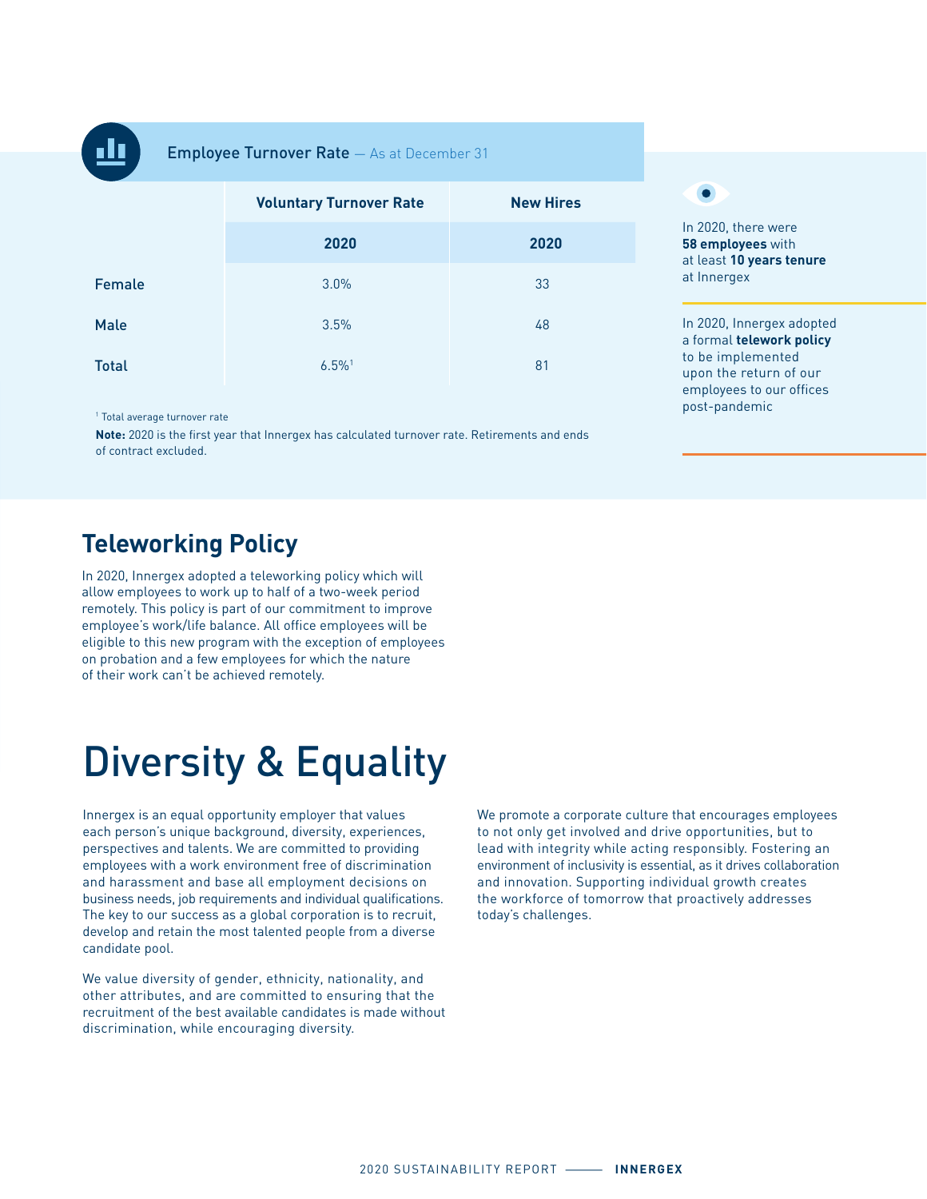## Employee Turnover Rate — As at December 31

| | Voluntary Turnover Rate | New Hires |
|---|---|---|
| | 2020 | 2020 |
| Female | 3.0% | 33 |
| Male | 3.5% | 48 |
| Total | 6.5%[1] | 81 |

[1] Total average turnover rate

**Note:** 2020 is the first year that Innergex has calculated turnover rate. Retirements and ends of contract excluded.

In 2020, there were **58 employees** with at least **10 years tenure** at Innergex

In 2020, Innergex adopted a formal **telework policy** to be implemented upon the return of our employees to our offices post-pandemic

## Teleworking Policy

In 2020, Innergex adopted a teleworking policy which will allow employees to work up to half of a two-week period remotely. This policy is part of our commitment to improve employee's work/life balance. All office employees will be eligible to this new program with the exception of employees on probation and a few employees for which the nature of their work can't be achieved remotely.

# Diversity & Equality

Innergex is an equal opportunity employer that values each person's unique background, diversity, experiences, perspectives and talents. We are committed to providing employees with a work environment free of discrimination and harassment and base all employment decisions on business needs, job requirements and individual qualifications. The key to our success as a global corporation is to recruit, develop and retain the most talented people from a diverse candidate pool.

We value diversity of gender, ethnicity, nationality, and other attributes, and are committed to ensuring that the recruitment of the best available candidates is made without discrimination, while encouraging diversity.

We promote a corporate culture that encourages employees to not only get involved and drive opportunities, but to lead with integrity while acting responsibly. Fostering an environment of inclusivity is essential, as it drives collaboration and innovation. Supporting individual growth creates the workforce of tomorrow that proactively addresses today's challenges.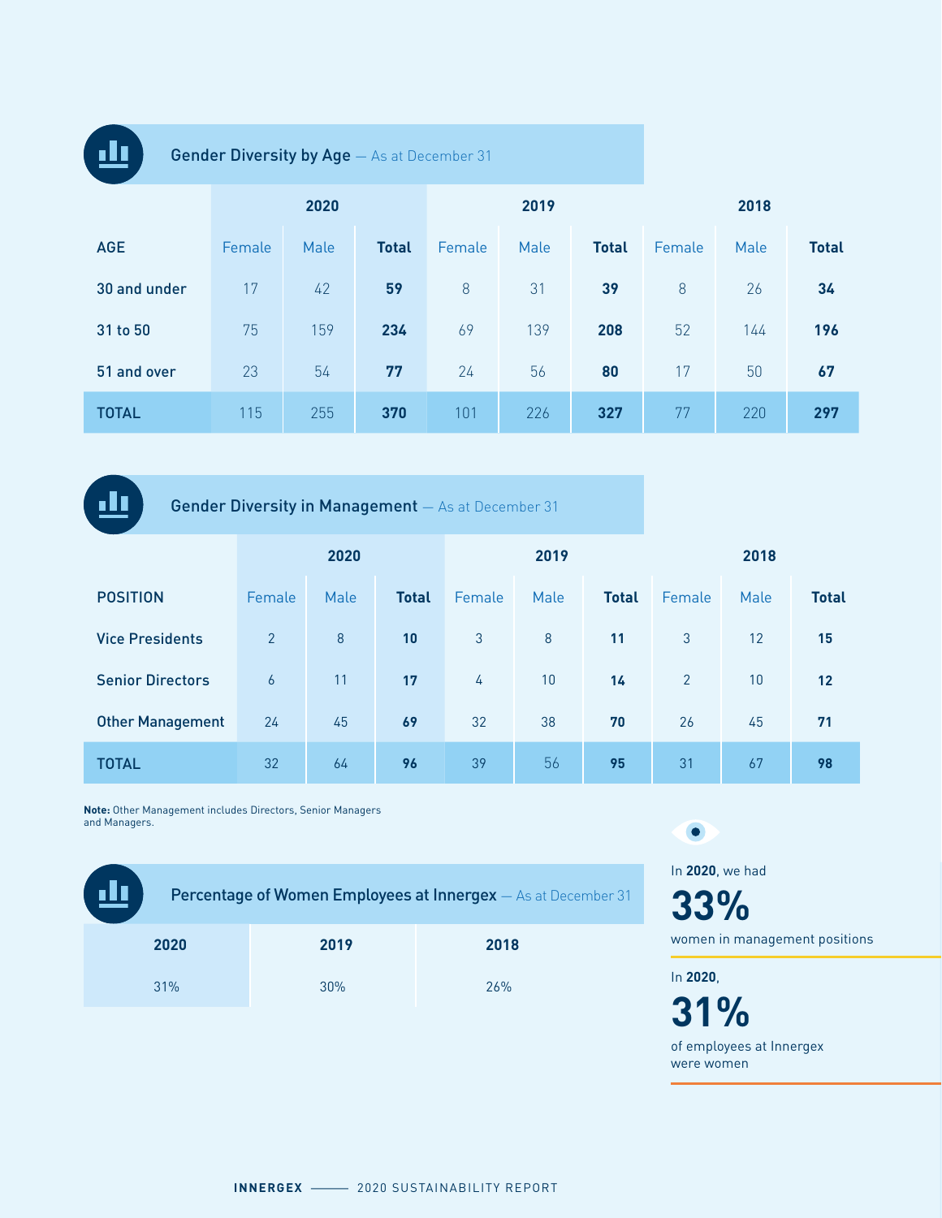## Gender Diversity by Age — As at December 31

| AGE | 2020 | | | 2019 | | | 2018 | | |
|---|---|---|---|---|---|---|---|---|---|
| | Female | Male | **Total** | Female | Male | **Total** | Female | Male | **Total** |
| 30 and under | 17 | 42 | **59** | 8 | 31 | **39** | 8 | 26 | **34** |
| 31 to 50 | 75 | 159 | **234** | 69 | 139 | **208** | 52 | 144 | **196** |
| 51 and over | 23 | 54 | **77** | 24 | 56 | **80** | 17 | 50 | **67** |
| **TOTAL** | 115 | 255 | **370** | 101 | 226 | **327** | 77 | 220 | **297** |

## Gender Diversity in Management — As at December 31

| POSITION | 2020 | | | 2019 | | | 2018 | | |
|---|---|---|---|---|---|---|---|---|---|
| | Female | Male | **Total** | Female | Male | **Total** | Female | Male | **Total** |
| Vice Presidents | 2 | 8 | **10** | 3 | 8 | **11** | 3 | 12 | **15** |
| Senior Directors | 6 | 11 | **17** | 4 | 10 | **14** | 2 | 10 | **12** |
| Other Management | 24 | 45 | **69** | 32 | 38 | **70** | 26 | 45 | **71** |
| **TOTAL** | 32 | 64 | **96** | 39 | 56 | **95** | 31 | 67 | **98** |

**Note:** Other Management includes Directors, Senior Managers and Managers.

## Percentage of Women Employees at Innergex — As at December 31

| 2020 | 2019 | 2018 |
|---|---|---|
| 31% | 30% | 26% |

In **2020**, we had

**33%**

women in management positions

In **2020**,

**31%**

of employees at Innergex were women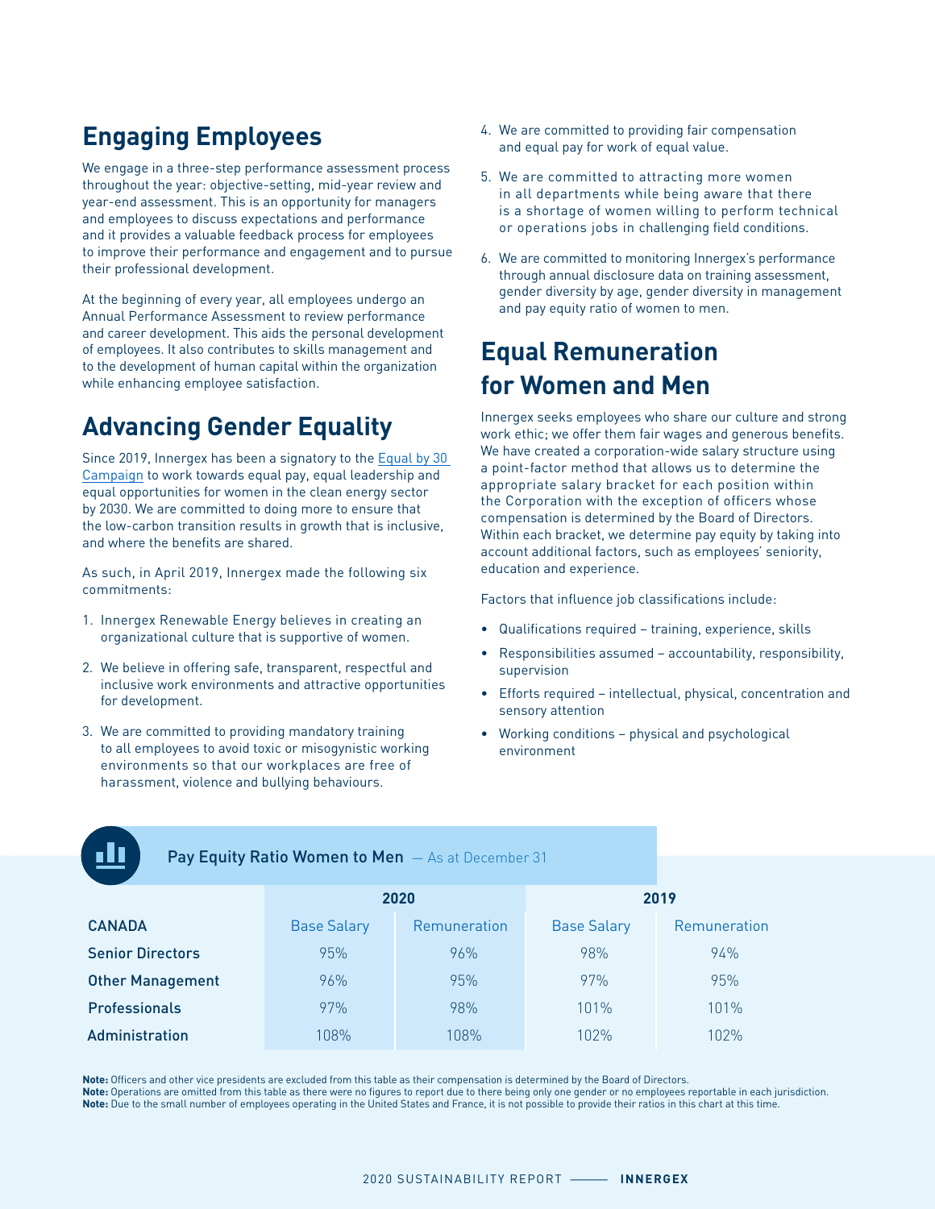## Engaging Employees

We engage in a three-step performance assessment process throughout the year: objective-setting, mid-year review and year-end assessment. This is an opportunity for managers and employees to discuss expectations and performance and it provides a valuable feedback process for employees to improve their performance and engagement and to pursue their professional development.

At the beginning of every year, all employees undergo an Annual Performance Assessment to review performance and career development. This aids the personal development of employees. It also contributes to skills management and to the development of human capital within the organization while enhancing employee satisfaction.

## Advancing Gender Equality

Since 2019, Innergex has been a signatory to the Equal by 30 Campaign to work towards equal pay, equal leadership and equal opportunities for women in the clean energy sector by 2030. We are committed to doing more to ensure that the low-carbon transition results in growth that is inclusive, and where the benefits are shared.

As such, in April 2019, Innergex made the following six commitments:

1. Innergex Renewable Energy believes in creating an organizational culture that is supportive of women.
2. We believe in offering safe, transparent, respectful and inclusive work environments and attractive opportunities for development.
3. We are committed to providing mandatory training to all employees to avoid toxic or misogynistic working environments so that our workplaces are free of harassment, violence and bullying behaviours.
4. We are committed to providing fair compensation and equal pay for work of equal value.
5. We are committed to attracting more women in all departments while being aware that there is a shortage of women willing to perform technical or operations jobs in challenging field conditions.
6. We are committed to monitoring Innergex's performance through annual disclosure data on training assessment, gender diversity by age, gender diversity in management and pay equity ratio of women to men.

## Equal Remuneration for Women and Men

Innergex seeks employees who share our culture and strong work ethic; we offer them fair wages and generous benefits. We have created a corporation-wide salary structure using a point-factor method that allows us to determine the appropriate salary bracket for each position within the Corporation with the exception of officers whose compensation is determined by the Board of Directors. Within each bracket, we determine pay equity by taking into account additional factors, such as employees' seniority, education and experience.

Factors that influence job classifications include:

- Qualifications required – training, experience, skills
- Responsibilities assumed – accountability, responsibility, supervision
- Efforts required – intellectual, physical, concentration and sensory attention
- Working conditions – physical and psychological environment

**Pay Equity Ratio Women to Men** — As at December 31

| | 2020 | | 2019 | |
|---|---|---|---|---|
| **CANADA** | Base Salary | Remuneration | Base Salary | Remuneration |
| **Senior Directors** | 95% | 96% | 98% | 94% |
| **Other Management** | 96% | 95% | 97% | 95% |
| **Professionals** | 97% | 98% | 101% | 101% |
| **Administration** | 108% | 108% | 102% | 102% |

**Note:** Officers and other vice presidents are excluded from this table as their compensation is determined by the Board of Directors.
**Note:** Operations are omitted from this table as there were no figures to report due to there being only one gender or no employees reportable in each jurisdiction.
**Note:** Due to the small number of employees operating in the United States and France, it is not possible to provide their ratios in this chart at this time.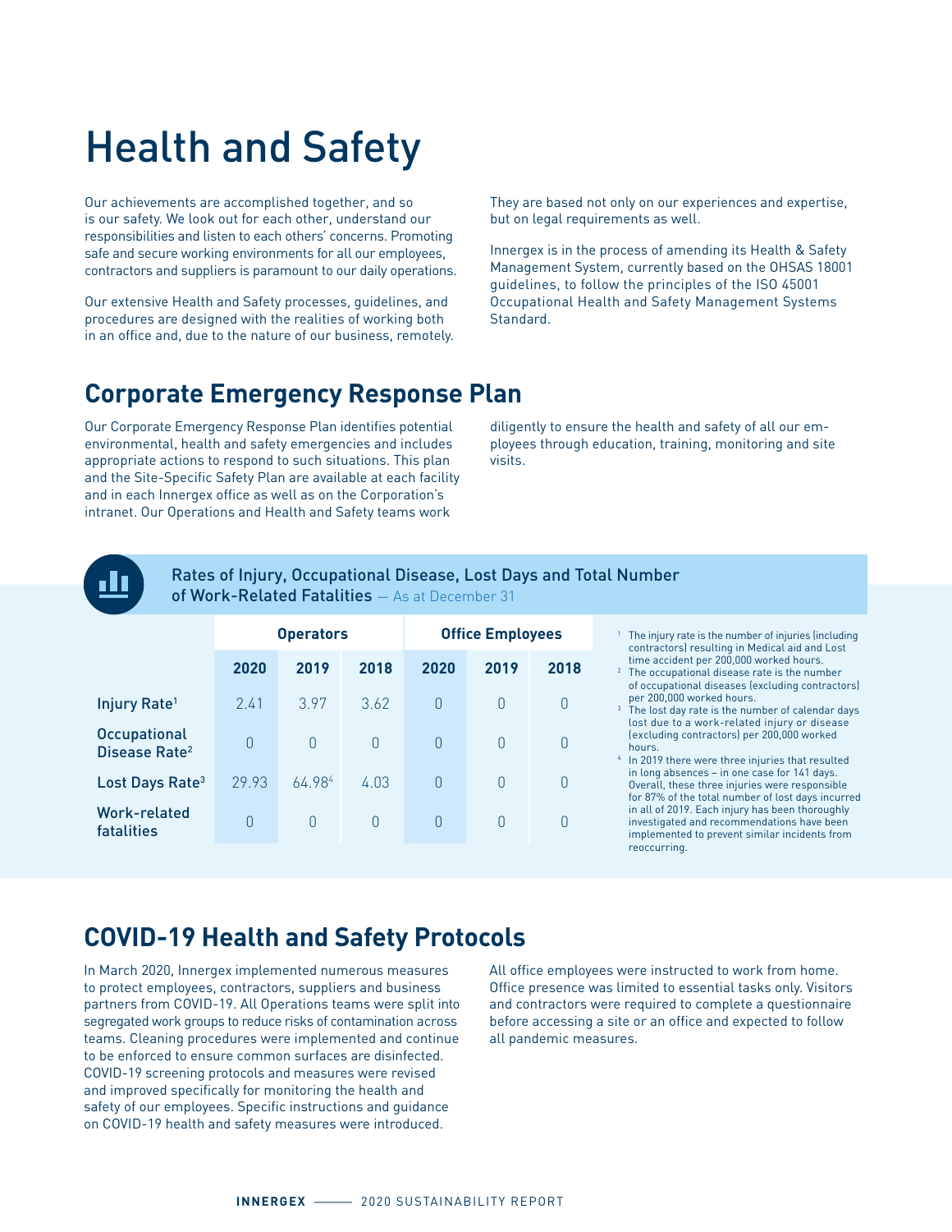# Health and Safety

Our achievements are accomplished together, and so is our safety. We look out for each other, understand our responsibilities and listen to each others' concerns. Promoting safe and secure working environments for all our employees, contractors and suppliers is paramount to our daily operations.

Our extensive Health and Safety processes, guidelines, and procedures are designed with the realities of working both in an office and, due to the nature of our business, remotely. They are based not only on our experiences and expertise, but on legal requirements as well.

Innergex is in the process of amending its Health & Safety Management System, currently based on the OHSAS 18001 guidelines, to follow the principles of the ISO 45001 Occupational Health and Safety Management Systems Standard.

## Corporate Emergency Response Plan

Our Corporate Emergency Response Plan identifies potential environmental, health and safety emergencies and includes appropriate actions to respond to such situations. This plan and the Site-Specific Safety Plan are available at each facility and in each Innergex office as well as on the Corporation's intranet. Our Operations and Health and Safety teams work diligently to ensure the health and safety of all our employees through education, training, monitoring and site visits.

### Rates of Injury, Occupational Disease, Lost Days and Total Number of Work-Related Fatalities — As at December 31

| | Operators | | | Office Employees | | |
|---|---|---|---|---|---|---|
| | 2020 | 2019 | 2018 | 2020 | 2019 | 2018 |
| Injury Rate[1] | 2.41 | 3.97 | 3.62 | 0 | 0 | 0 |
| Occupational Disease Rate[2] | 0 | 0 | 0 | 0 | 0 | 0 |
| Lost Days Rate[3] | 29.93 | 64.98[4] | 4.03 | 0 | 0 | 0 |
| Work-related fatalities | 0 | 0 | 0 | 0 | 0 | 0 |

[1] The injury rate is the number of injuries (including contractors) resulting in Medical aid and Lost time accident per 200,000 worked hours.

[2] The occupational disease rate is the number of occupational diseases (excluding contractors) per 200,000 worked hours.

[3] The lost day rate is the number of calendar days lost due to a work-related injury or disease (excluding contractors) per 200,000 worked hours.

[4] In 2019 there were three injuries that resulted in long absences – in one case for 141 days. Overall, these three injuries were responsible for 87% of the total number of lost days incurred in all of 2019. Each injury has been thoroughly investigated and recommendations have been implemented to prevent similar incidents from reoccurring.

## COVID-19 Health and Safety Protocols

In March 2020, Innergex implemented numerous measures to protect employees, contractors, suppliers and business partners from COVID-19. All Operations teams were split into segregated work groups to reduce risks of contamination across teams. Cleaning procedures were implemented and continue to be enforced to ensure common surfaces are disinfected. COVID-19 screening protocols and measures were revised and improved specifically for monitoring the health and safety of our employees. Specific instructions and guidance on COVID-19 health and safety measures were introduced.

All office employees were instructed to work from home. Office presence was limited to essential tasks only. Visitors and contractors were required to complete a questionnaire before accessing a site or an office and expected to follow all pandemic measures.